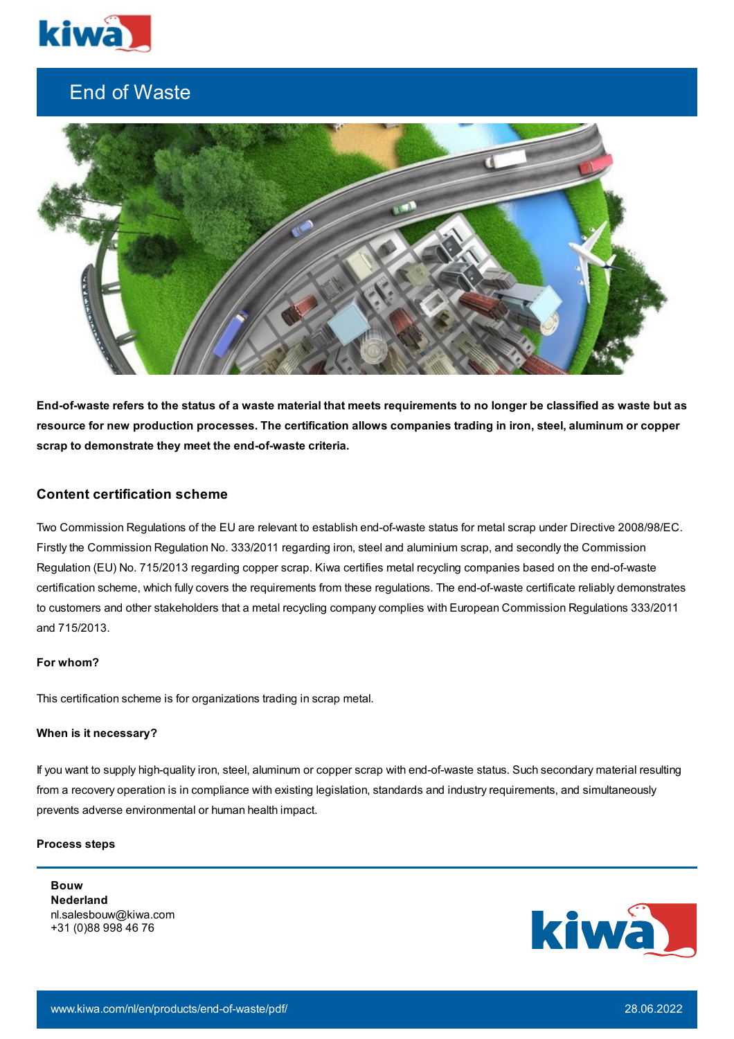# End of Waste

**End-of-waste refers to the status of a waste material that meets requirements to no longer be classified as waste but as resource for new production processes. The certification allows companies trading in iron, steel, aluminum or copper scrap to demonstrate they meet the end-of-waste criteria.**

## Content certification scheme

Two Commission Regulations of the EU are relevant to establish end-of-waste status for metal scrap under Directive 2008/98/EC. Firstly the Commission Regulation No. 333/2011 regarding iron, steel and aluminium scrap, and secondly the Commission Regulation (EU) No. 715/2013 regarding copper scrap. Kiwa certifies metal recycling companies based on the end-of-waste certification scheme, which fully covers the requirements from these regulations. The end-of-waste certificate reliably demonstrates to customers and other stakeholders that a metal recycling company complies with European Commission Regulations 333/2011 and 715/2013.

### For whom?

This certification scheme is for organizations trading in scrap metal.

### When is it necessary?

If you want to supply high-quality iron, steel, aluminum or copper scrap with end-of-waste status. Such secondary material resulting from a recovery operation is in compliance with existing legislation, standards and industry requirements, and simultaneously prevents adverse environmental or human health impact.

### Process steps

---

**Bouw**
**Nederland**
nl.salesbouw@kiwa.com
+31 (0)88 998 46 76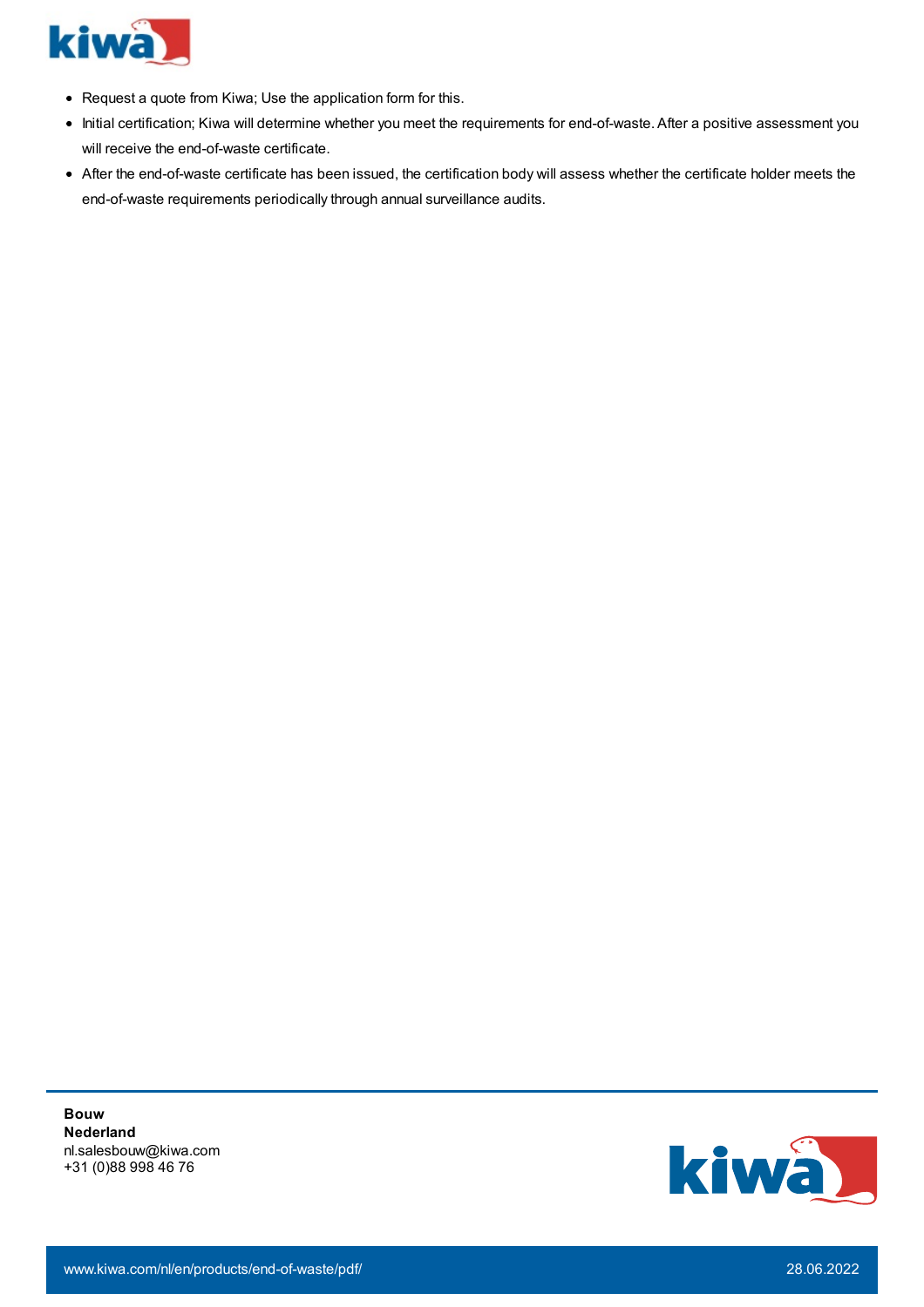- Request a quote from Kiwa; Use the application form for this.
- Initial certification; Kiwa will determine whether you meet the requirements for end-of-waste. After a positive assessment you will receive the end-of-waste certificate.
- After the end-of-waste certificate has been issued, the certification body will assess whether the certificate holder meets the end-of-waste requirements periodically through annual surveillance audits.

**Bouw**
**Nederland**
nl.salesbouw@kiwa.com
+31 (0)88 998 46 76